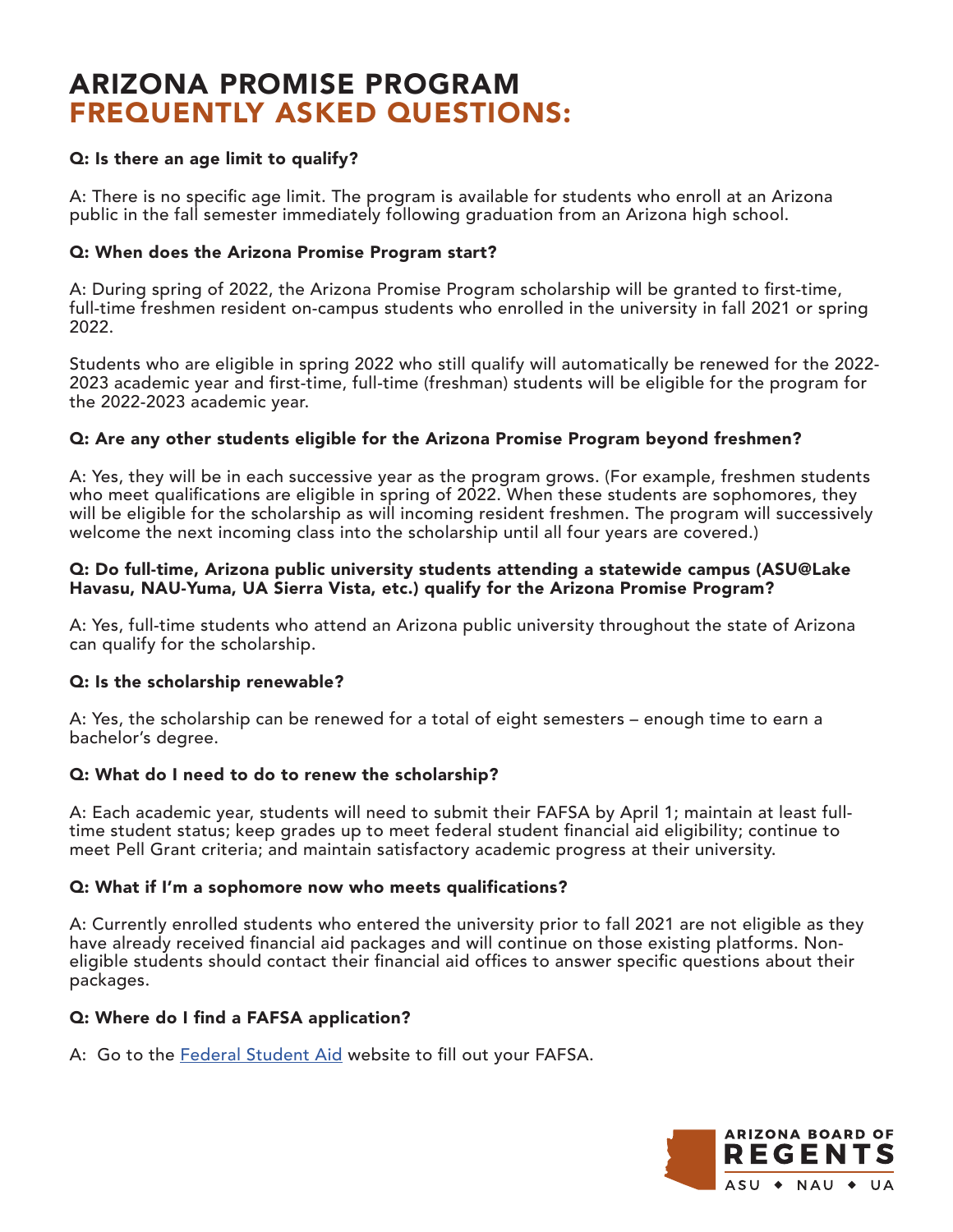# ARIZONA PROMISE PROGRAM FREQUENTLY ASKED QUESTIONS:

**Q: Is there an age limit to qualify?**

A: There is no specific age limit. The program is available for students who enroll at an Arizona public in the fall semester immediately following graduation from an Arizona high school.

**Q: When does the Arizona Promise Program start?**

A: During spring of 2022, the Arizona Promise Program scholarship will be granted to first-time, full-time freshmen resident on-campus students who enrolled in the university in fall 2021 or spring 2022.

Students who are eligible in spring 2022 who still qualify will automatically be renewed for the 2022-2023 academic year and first-time, full-time (freshman) students will be eligible for the program for the 2022-2023 academic year.

**Q: Are any other students eligible for the Arizona Promise Program beyond freshmen?**

A: Yes, they will be in each successive year as the program grows. (For example, freshmen students who meet qualifications are eligible in spring of 2022. When these students are sophomores, they will be eligible for the scholarship as will incoming resident freshmen. The program will successively welcome the next incoming class into the scholarship until all four years are covered.)

**Q: Do full-time, Arizona public university students attending a statewide campus (ASU@Lake Havasu, NAU-Yuma, UA Sierra Vista, etc.) qualify for the Arizona Promise Program?**

A: Yes, full-time students who attend an Arizona public university throughout the state of Arizona can qualify for the scholarship.

**Q: Is the scholarship renewable?**

A: Yes, the scholarship can be renewed for a total of eight semesters – enough time to earn a bachelor's degree.

**Q: What do I need to do to renew the scholarship?**

A: Each academic year, students will need to submit their FAFSA by April 1; maintain at least full-time student status; keep grades up to meet federal student financial aid eligibility; continue to meet Pell Grant criteria; and maintain satisfactory academic progress at their university.

**Q: What if I'm a sophomore now who meets qualifications?**

A: Currently enrolled students who entered the university prior to fall 2021 are not eligible as they have already received financial aid packages and will continue on those existing platforms. Non-eligible students should contact their financial aid offices to answer specific questions about their packages.

**Q: Where do I find a FAFSA application?**

A: Go to the [Federal Student Aid] website to fill out your FAFSA.

ARIZONA BOARD OF REGENTS
ASU ◆ NAU ◆ UA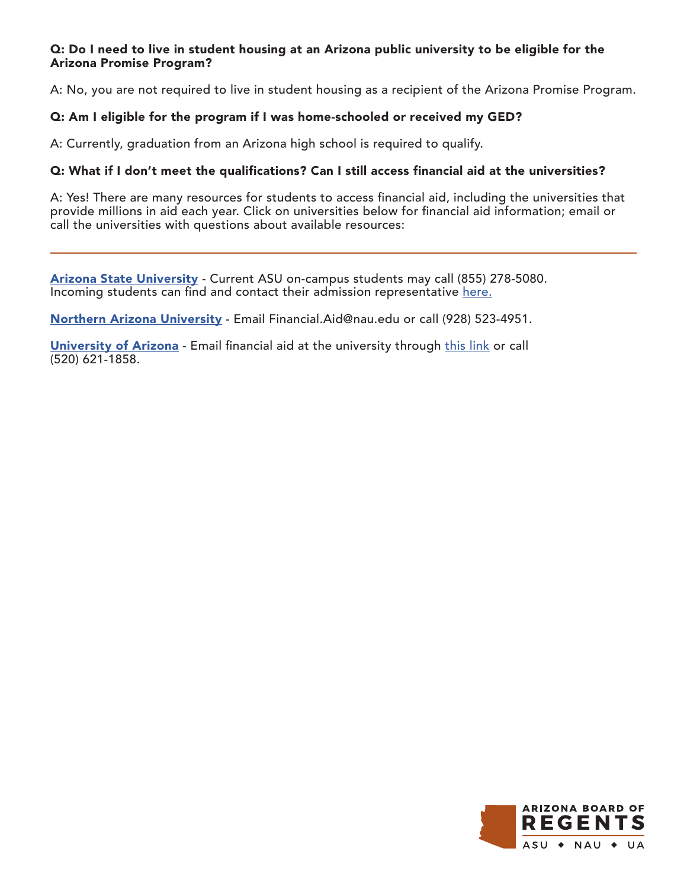**Q: Do I need to live in student housing at an Arizona public university to be eligible for the Arizona Promise Program?**

A: No, you are not required to live in student housing as a recipient of the Arizona Promise Program.

**Q: Am I eligible for the program if I was home-schooled or received my GED?**

A: Currently, graduation from an Arizona high school is required to qualify.

**Q: What if I don't meet the qualifications? Can I still access financial aid at the universities?**

A: Yes! There are many resources for students to access financial aid, including the universities that provide millions in aid each year. Click on universities below for financial aid information; email or call the universities with questions about available resources:

---

**Arizona State University** - Current ASU on-campus students may call (855) 278-5080. Incoming students can find and contact their admission representative here.

**Northern Arizona University** - Email Financial.Aid@nau.edu or call (928) 523-4951.

**University of Arizona** - Email financial aid at the university through this link or call (520) 621-1858.

ARIZONA BOARD OF REGENTS
ASU ◆ NAU ◆ UA